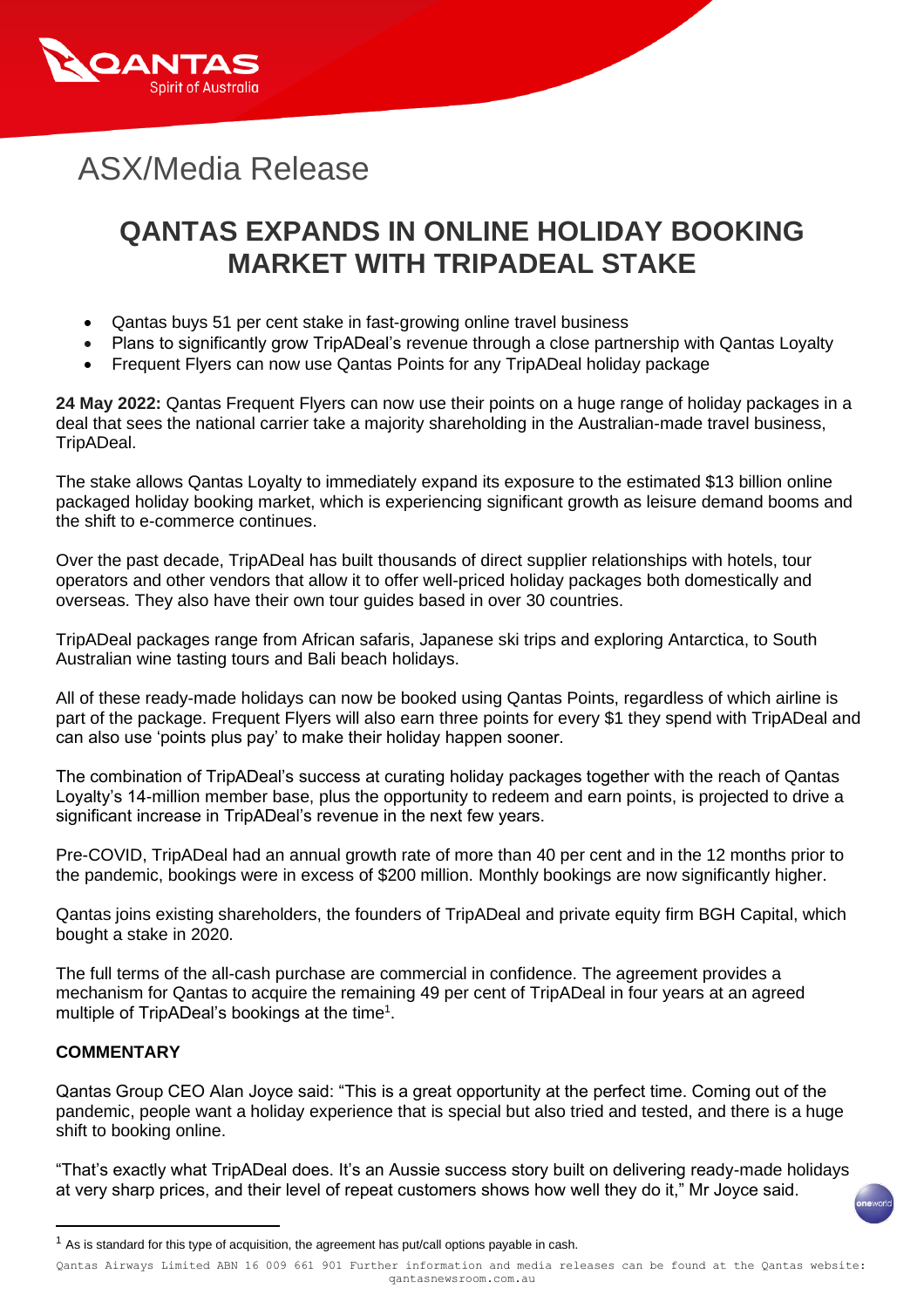# ASX/Media Release

## QANTAS EXPANDS IN ONLINE HOLIDAY BOOKING MARKET WITH TRIPADEAL STAKE

- Qantas buys 51 per cent stake in fast-growing online travel business
- Plans to significantly grow TripADeal's revenue through a close partnership with Qantas Loyalty
- Frequent Flyers can now use Qantas Points for any TripADeal holiday package

**24 May 2022:** Qantas Frequent Flyers can now use their points on a huge range of holiday packages in a deal that sees the national carrier take a majority shareholding in the Australian-made travel business, TripADeal.

The stake allows Qantas Loyalty to immediately expand its exposure to the estimated $13 billion online packaged holiday booking market, which is experiencing significant growth as leisure demand booms and the shift to e-commerce continues.

Over the past decade, TripADeal has built thousands of direct supplier relationships with hotels, tour operators and other vendors that allow it to offer well-priced holiday packages both domestically and overseas. They also have their own tour guides based in over 30 countries.

TripADeal packages range from African safaris, Japanese ski trips and exploring Antarctica, to South Australian wine tasting tours and Bali beach holidays.

All of these ready-made holidays can now be booked using Qantas Points, regardless of which airline is part of the package. Frequent Flyers will also earn three points for every $1 they spend with TripADeal and can also use 'points plus pay' to make their holiday happen sooner.

The combination of TripADeal's success at curating holiday packages together with the reach of Qantas Loyalty's 14-million member base, plus the opportunity to redeem and earn points, is projected to drive a significant increase in TripADeal's revenue in the next few years.

Pre-COVID, TripADeal had an annual growth rate of more than 40 per cent and in the 12 months prior to the pandemic, bookings were in excess of $200 million. Monthly bookings are now significantly higher.

Qantas joins existing shareholders, the founders of TripADeal and private equity firm BGH Capital, which bought a stake in 2020.

The full terms of the all-cash purchase are commercial in confidence. The agreement provides a mechanism for Qantas to acquire the remaining 49 per cent of TripADeal in four years at an agreed multiple of TripADeal's bookings at the time[1].

**COMMENTARY**

Qantas Group CEO Alan Joyce said: "This is a great opportunity at the perfect time. Coming out of the pandemic, people want a holiday experience that is special but also tried and tested, and there is a huge shift to booking online.

"That's exactly what TripADeal does. It's an Aussie success story built on delivering ready-made holidays at very sharp prices, and their level of repeat customers shows how well they do it," Mr Joyce said.

[1] As is standard for this type of acquisition, the agreement has put/call options payable in cash.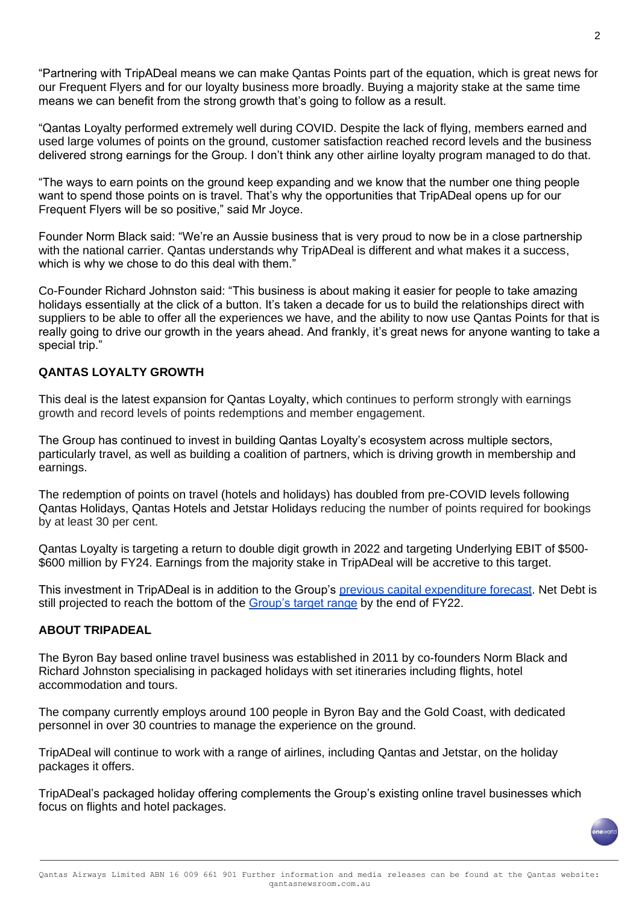"Partnering with TripADeal means we can make Qantas Points part of the equation, which is great news for our Frequent Flyers and for our loyalty business more broadly. Buying a majority stake at the same time means we can benefit from the strong growth that's going to follow as a result.

"Qantas Loyalty performed extremely well during COVID. Despite the lack of flying, members earned and used large volumes of points on the ground, customer satisfaction reached record levels and the business delivered strong earnings for the Group. I don't think any other airline loyalty program managed to do that.

"The ways to earn points on the ground keep expanding and we know that the number one thing people want to spend those points on is travel. That's why the opportunities that TripADeal opens up for our Frequent Flyers will be so positive," said Mr Joyce.

Founder Norm Black said: "We're an Aussie business that is very proud to now be in a close partnership with the national carrier. Qantas understands why TripADeal is different and what makes it a success, which is why we chose to do this deal with them."

Co-Founder Richard Johnston said: "This business is about making it easier for people to take amazing holidays essentially at the click of a button. It's taken a decade for us to build the relationships direct with suppliers to be able to offer all the experiences we have, and the ability to now use Qantas Points for that is really going to drive our growth in the years ahead. And frankly, it's great news for anyone wanting to take a special trip."

**QANTAS LOYALTY GROWTH**

This deal is the latest expansion for Qantas Loyalty, which continues to perform strongly with earnings growth and record levels of points redemptions and member engagement.

The Group has continued to invest in building Qantas Loyalty's ecosystem across multiple sectors, particularly travel, as well as building a coalition of partners, which is driving growth in membership and earnings.

The redemption of points on travel (hotels and holidays) has doubled from pre-COVID levels following Qantas Holidays, Qantas Hotels and Jetstar Holidays reducing the number of points required for bookings by at least 30 per cent.

Qantas Loyalty is targeting a return to double digit growth in 2022 and targeting Underlying EBIT of $500-$600 million by FY24. Earnings from the majority stake in TripADeal will be accretive to this target.

This investment in TripADeal is in addition to the Group's previous capital expenditure forecast. Net Debt is still projected to reach the bottom of the Group's target range by the end of FY22.

**ABOUT TRIPADEAL**

The Byron Bay based online travel business was established in 2011 by co-founders Norm Black and Richard Johnston specialising in packaged holidays with set itineraries including flights, hotel accommodation and tours.

The company currently employs around 100 people in Byron Bay and the Gold Coast, with dedicated personnel in over 30 countries to manage the experience on the ground.

TripADeal will continue to work with a range of airlines, including Qantas and Jetstar, on the holiday packages it offers.

TripADeal's packaged holiday offering complements the Group's existing online travel businesses which focus on flights and hotel packages.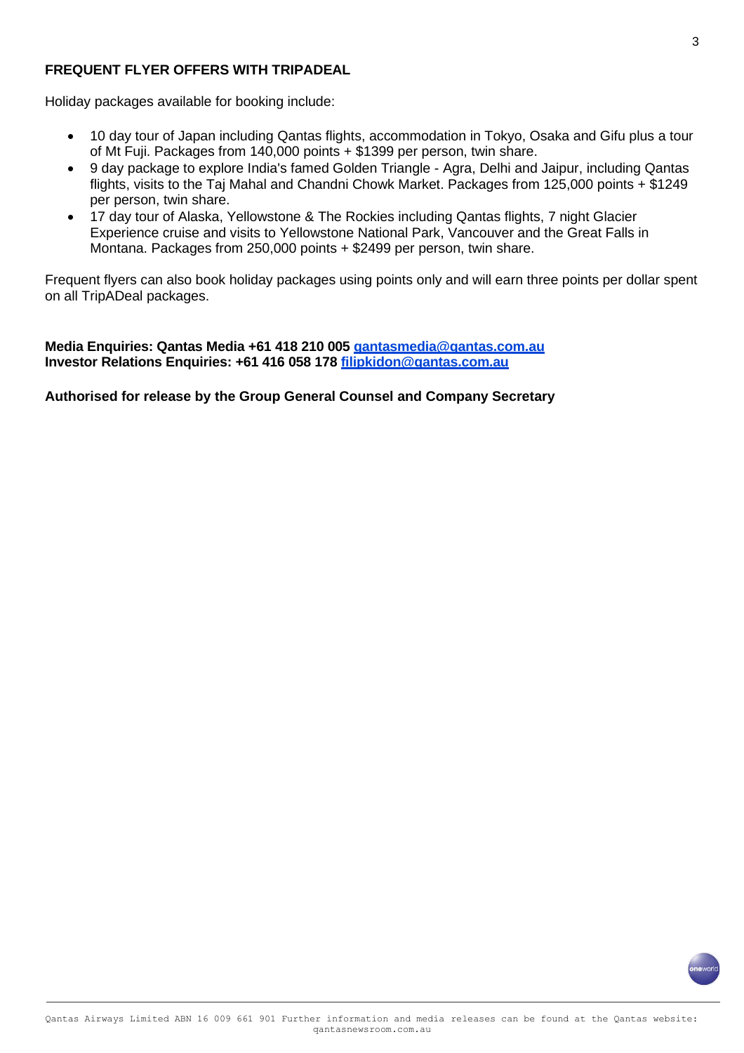**FREQUENT FLYER OFFERS WITH TRIPADEAL**

Holiday packages available for booking include:

- 10 day tour of Japan including Qantas flights, accommodation in Tokyo, Osaka and Gifu plus a tour of Mt Fuji. Packages from 140,000 points + $1399 per person, twin share.
- 9 day package to explore India's famed Golden Triangle - Agra, Delhi and Jaipur, including Qantas flights, visits to the Taj Mahal and Chandni Chowk Market. Packages from 125,000 points + $1249 per person, twin share.
- 17 day tour of Alaska, Yellowstone & The Rockies including Qantas flights, 7 night Glacier Experience cruise and visits to Yellowstone National Park, Vancouver and the Great Falls in Montana. Packages from 250,000 points + $2499 per person, twin share.

Frequent flyers can also book holiday packages using points only and will earn three points per dollar spent on all TripADeal packages.

**Media Enquiries: Qantas Media +61 418 210 005 [qantasmedia@qantas.com.au](mailto:qantasmedia@qantas.com.au)**
**Investor Relations Enquiries: +61 416 058 178 [filipkidon@qantas.com.au](mailto:filipkidon@qantas.com.au)**

**Authorised for release by the Group General Counsel and Company Secretary**